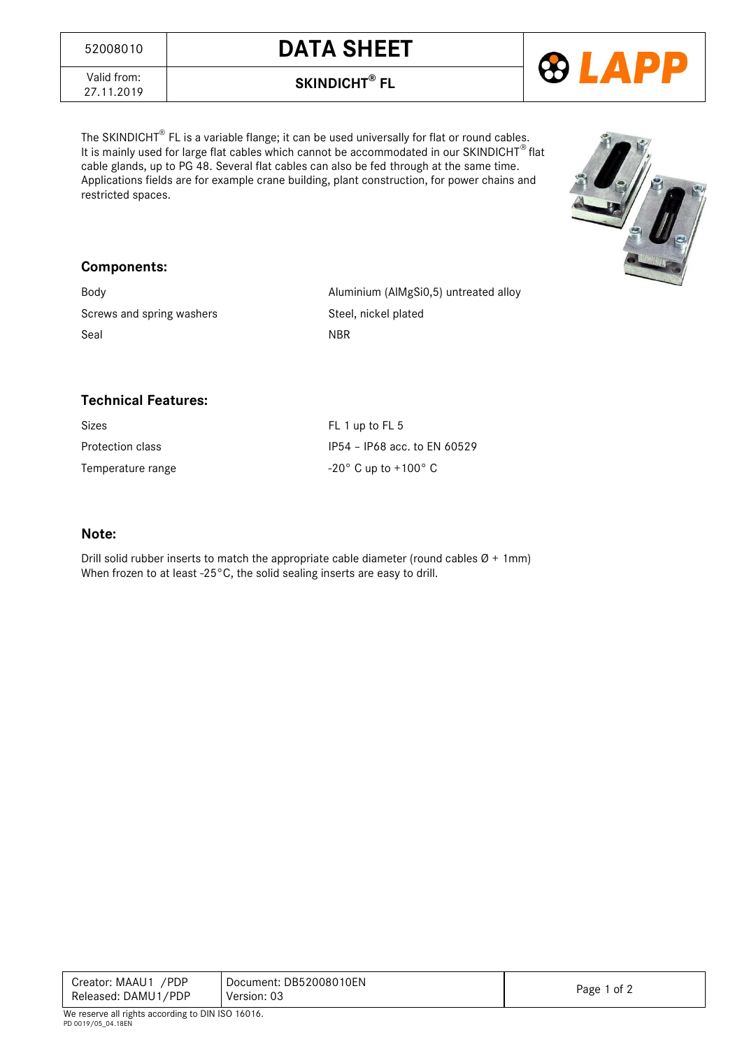| 52008010 | **DATA SHEET** |
|---|---|
| Valid from: 27.11.2019 | **SKINDICHT® FL** |

The SKINDICHT® FL is a variable flange; it can be used universally for flat or round cables. It is mainly used for large flat cables which cannot be accommodated in our SKINDICHT® flat cable glands, up to PG 48. Several flat cables can also be fed through at the same time. Applications fields are for example crane building, plant construction, for power chains and restricted spaces.

## Components:

| | |
|---|---|
| Body | Aluminium (AlMgSi0,5) untreated alloy |
| Screws and spring washers | Steel, nickel plated |
| Seal | NBR |

## Technical Features:

| | |
|---|---|
| Sizes | FL 1 up to FL 5 |
| Protection class | IP54 – IP68 acc. to EN 60529 |
| Temperature range | -20° C up to +100° C |

## Note:

Drill solid rubber inserts to match the appropriate cable diameter (round cables Ø + 1mm)
When frozen to at least -25°C, the solid sealing inserts are easy to drill.

| Creator: MAAU1 /PDP<br>Released: DAMU1/PDP | Document: DB52008010EN<br>Version: 03 |
|---|---|

We reserve all rights according to DIN ISO 16016.
PD 0019/05_04.18EN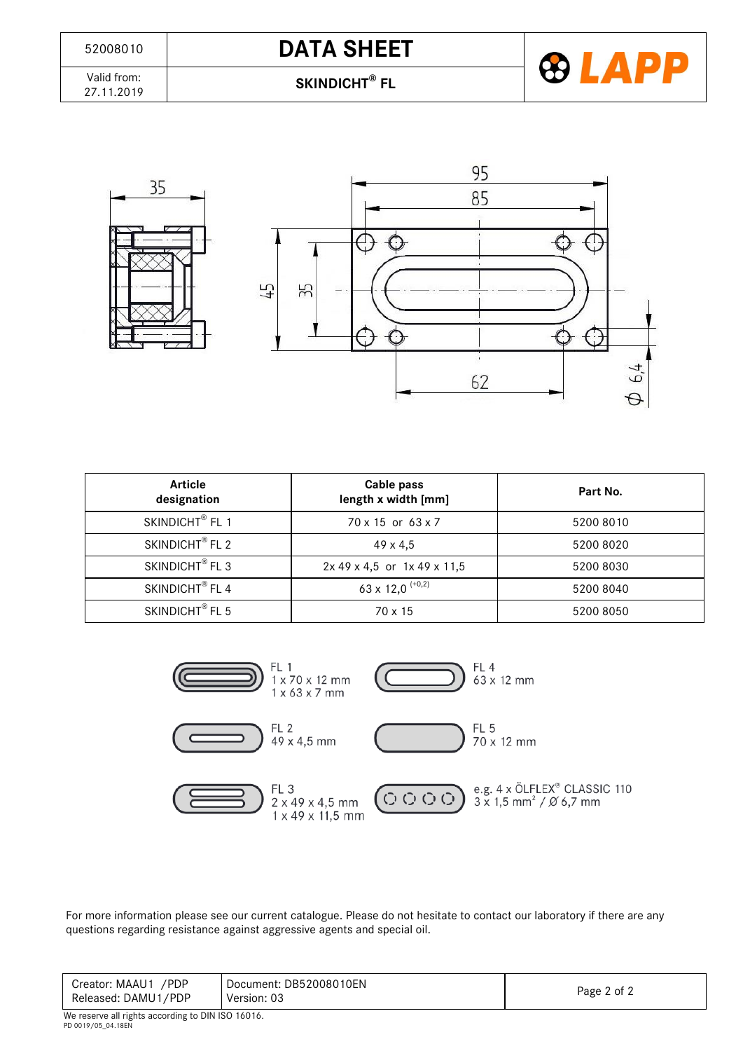# DATA SHEET

52008010

Valid from: 27.11.2019

**SKINDICHT® FL**

35

95

85

45

35

62

Ø 6,4

| Article designation | Cable pass length x width [mm] | Part No. |
|---|---|---|
| SKINDICHT® FL 1 | 70 x 15 or 63 x 7 | 5200 8010 |
| SKINDICHT® FL 2 | 49 x 4,5 | 5200 8020 |
| SKINDICHT® FL 3 | 2x 49 x 4,5 or 1x 49 x 11,5 | 5200 8030 |
| SKINDICHT® FL 4 | 63 x 12,0 $^{(+0,2)}$ | 5200 8040 |
| SKINDICHT® FL 5 | 70 x 15 | 5200 8050 |

FL 1
1 x 70 x 12 mm
1 x 63 x 7 mm

FL 4
63 x 12 mm

FL 2
49 x 4,5 mm

FL 5
70 x 12 mm

FL 3
2 x 49 x 4,5 mm
1 x 49 x 11,5 mm

e.g. 4 x ÖLFLEX® CLASSIC 110
3 x 1,5 mm² / Ø 6,7 mm

For more information please see our current catalogue. Please do not hesitate to contact our laboratory if there are any questions regarding resistance against aggressive agents and special oil.

Creator: MAAU1 /PDP
Released: DAMU1/PDP

Document: DB52008010EN
Version: 03

We reserve all rights according to DIN ISO 16016.
PD 0019/05_04.18EN